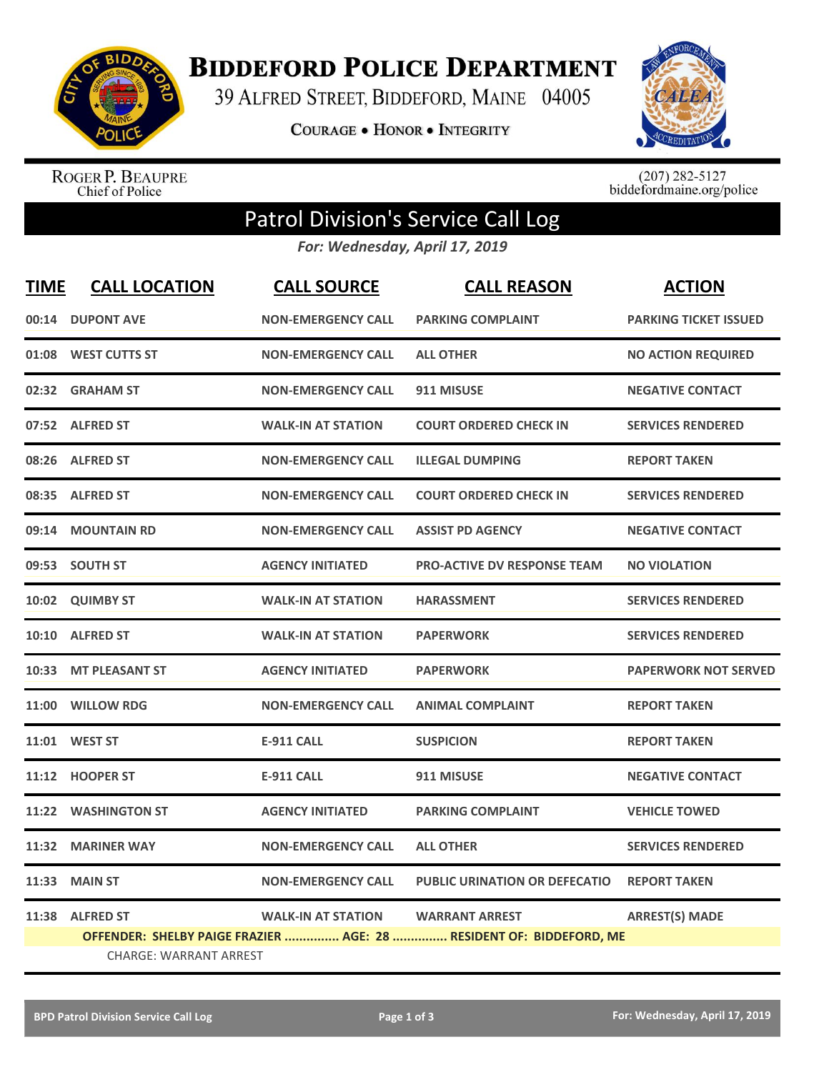# BIDDEFORD POLICE DEPARTMENT

39 ALFRED STREET, BIDDEFORD, MAINE 04005

COURAGE • HONOR • INTEGRITY

ROGER P. BEAUPRE
Chief of Police

(207) 282-5127
biddefordmaine.org/police

## Patrol Division's Service Call Log

*For: Wednesday, April 17, 2019*

| TIME | CALL LOCATION | CALL SOURCE | CALL REASON | ACTION |
|---|---|---|---|---|
| 00:14 | DUPONT AVE | NON-EMERGENCY CALL | PARKING COMPLAINT | PARKING TICKET ISSUED |
| 01:08 | WEST CUTTS ST | NON-EMERGENCY CALL | ALL OTHER | NO ACTION REQUIRED |
| 02:32 | GRAHAM ST | NON-EMERGENCY CALL | 911 MISUSE | NEGATIVE CONTACT |
| 07:52 | ALFRED ST | WALK-IN AT STATION | COURT ORDERED CHECK IN | SERVICES RENDERED |
| 08:26 | ALFRED ST | NON-EMERGENCY CALL | ILLEGAL DUMPING | REPORT TAKEN |
| 08:35 | ALFRED ST | NON-EMERGENCY CALL | COURT ORDERED CHECK IN | SERVICES RENDERED |
| 09:14 | MOUNTAIN RD | NON-EMERGENCY CALL | ASSIST PD AGENCY | NEGATIVE CONTACT |
| 09:53 | SOUTH ST | AGENCY INITIATED | PRO-ACTIVE DV RESPONSE TEAM | NO VIOLATION |
| 10:02 | QUIMBY ST | WALK-IN AT STATION | HARASSMENT | SERVICES RENDERED |
| 10:10 | ALFRED ST | WALK-IN AT STATION | PAPERWORK | SERVICES RENDERED |
| 10:33 | MT PLEASANT ST | AGENCY INITIATED | PAPERWORK | PAPERWORK NOT SERVED |
| 11:00 | WILLOW RDG | NON-EMERGENCY CALL | ANIMAL COMPLAINT | REPORT TAKEN |
| 11:01 | WEST ST | E-911 CALL | SUSPICION | REPORT TAKEN |
| 11:12 | HOOPER ST | E-911 CALL | 911 MISUSE | NEGATIVE CONTACT |
| 11:22 | WASHINGTON ST | AGENCY INITIATED | PARKING COMPLAINT | VEHICLE TOWED |
| 11:32 | MARINER WAY | NON-EMERGENCY CALL | ALL OTHER | SERVICES RENDERED |
| 11:33 | MAIN ST | NON-EMERGENCY CALL | PUBLIC URINATION OR DEFECATIO | REPORT TAKEN |
| 11:38 | ALFRED ST | WALK-IN AT STATION | WARRANT ARREST | ARREST(S) MADE |

**OFFENDER: SHELBY PAIGE FRAZIER ............... AGE: 28 ............... RESIDENT OF: BIDDEFORD, ME**

CHARGE: WARRANT ARREST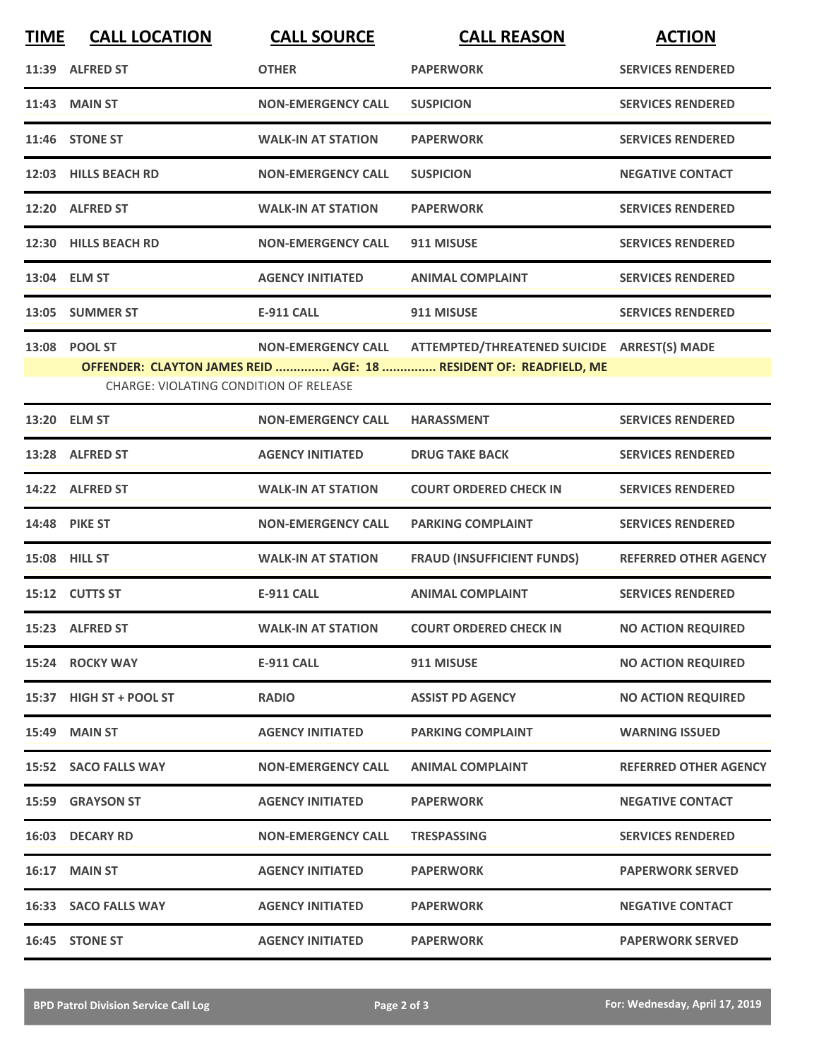| TIME | CALL LOCATION | CALL SOURCE | CALL REASON | ACTION |
|---|---|---|---|---|
| 11:39 | ALFRED ST | OTHER | PAPERWORK | SERVICES RENDERED |
| 11:43 | MAIN ST | NON-EMERGENCY CALL | SUSPICION | SERVICES RENDERED |
| 11:46 | STONE ST | WALK-IN AT STATION | PAPERWORK | SERVICES RENDERED |
| 12:03 | HILLS BEACH RD | NON-EMERGENCY CALL | SUSPICION | NEGATIVE CONTACT |
| 12:20 | ALFRED ST | WALK-IN AT STATION | PAPERWORK | SERVICES RENDERED |
| 12:30 | HILLS BEACH RD | NON-EMERGENCY CALL | 911 MISUSE | SERVICES RENDERED |
| 13:04 | ELM ST | AGENCY INITIATED | ANIMAL COMPLAINT | SERVICES RENDERED |
| 13:05 | SUMMER ST | E-911 CALL | 911 MISUSE | SERVICES RENDERED |
| 13:08 | POOL ST | NON-EMERGENCY CALL | ATTEMPTED/THREATENED SUICIDE | ARREST(S) MADE |
| | **OFFENDER: CLAYTON JAMES REID ............... AGE: 18 ............... RESIDENT OF: READFIELD, ME** | | | |
| | CHARGE: VIOLATING CONDITION OF RELEASE | | | |
| 13:20 | ELM ST | NON-EMERGENCY CALL | HARASSMENT | SERVICES RENDERED |
| 13:28 | ALFRED ST | AGENCY INITIATED | DRUG TAKE BACK | SERVICES RENDERED |
| 14:22 | ALFRED ST | WALK-IN AT STATION | COURT ORDERED CHECK IN | SERVICES RENDERED |
| 14:48 | PIKE ST | NON-EMERGENCY CALL | PARKING COMPLAINT | SERVICES RENDERED |
| 15:08 | HILL ST | WALK-IN AT STATION | FRAUD (INSUFFICIENT FUNDS) | REFERRED OTHER AGENCY |
| 15:12 | CUTTS ST | E-911 CALL | ANIMAL COMPLAINT | SERVICES RENDERED |
| 15:23 | ALFRED ST | WALK-IN AT STATION | COURT ORDERED CHECK IN | NO ACTION REQUIRED |
| 15:24 | ROCKY WAY | E-911 CALL | 911 MISUSE | NO ACTION REQUIRED |
| 15:37 | HIGH ST + POOL ST | RADIO | ASSIST PD AGENCY | NO ACTION REQUIRED |
| 15:49 | MAIN ST | AGENCY INITIATED | PARKING COMPLAINT | WARNING ISSUED |
| 15:52 | SACO FALLS WAY | NON-EMERGENCY CALL | ANIMAL COMPLAINT | REFERRED OTHER AGENCY |
| 15:59 | GRAYSON ST | AGENCY INITIATED | PAPERWORK | NEGATIVE CONTACT |
| 16:03 | DECARY RD | NON-EMERGENCY CALL | TRESPASSING | SERVICES RENDERED |
| 16:17 | MAIN ST | AGENCY INITIATED | PAPERWORK | PAPERWORK SERVED |
| 16:33 | SACO FALLS WAY | AGENCY INITIATED | PAPERWORK | NEGATIVE CONTACT |
| 16:45 | STONE ST | AGENCY INITIATED | PAPERWORK | PAPERWORK SERVED |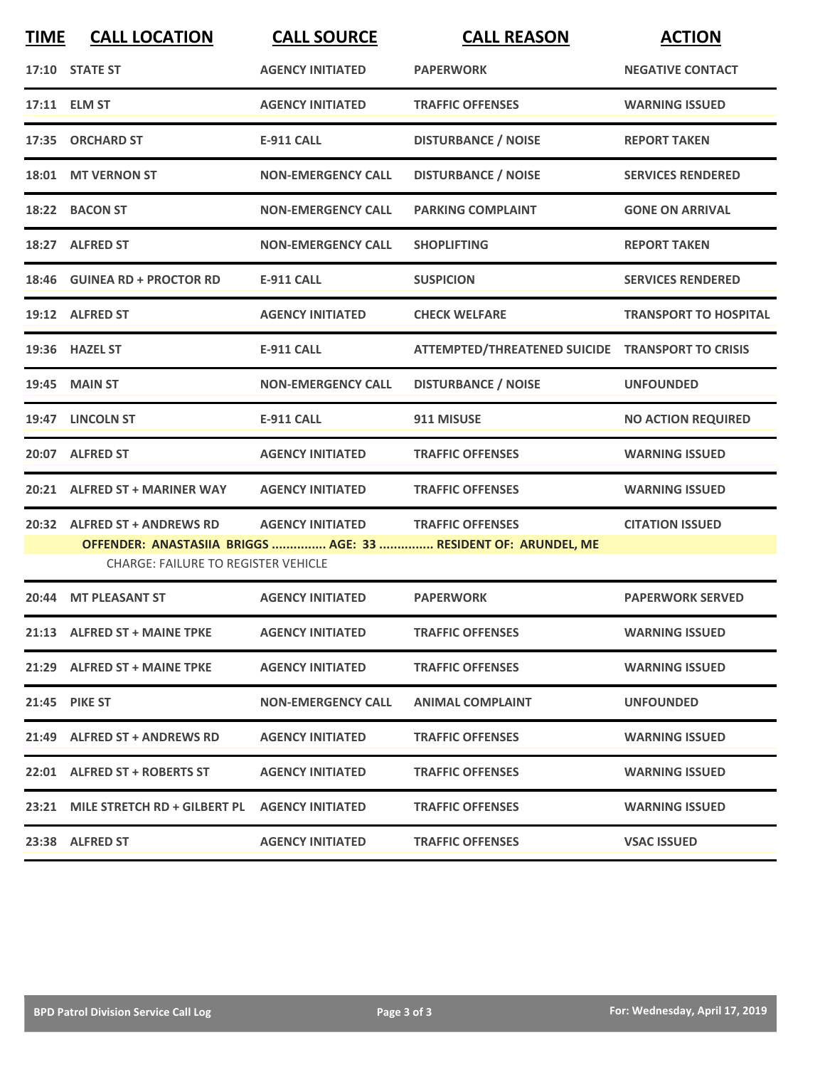| TIME | CALL LOCATION | CALL SOURCE | CALL REASON | ACTION |
|---|---|---|---|---|
| 17:10 | STATE ST | AGENCY INITIATED | PAPERWORK | NEGATIVE CONTACT |
| 17:11 | ELM ST | AGENCY INITIATED | TRAFFIC OFFENSES | WARNING ISSUED |
| 17:35 | ORCHARD ST | E-911 CALL | DISTURBANCE / NOISE | REPORT TAKEN |
| 18:01 | MT VERNON ST | NON-EMERGENCY CALL | DISTURBANCE / NOISE | SERVICES RENDERED |
| 18:22 | BACON ST | NON-EMERGENCY CALL | PARKING COMPLAINT | GONE ON ARRIVAL |
| 18:27 | ALFRED ST | NON-EMERGENCY CALL | SHOPLIFTING | REPORT TAKEN |
| 18:46 | GUINEA RD + PROCTOR RD | E-911 CALL | SUSPICION | SERVICES RENDERED |
| 19:12 | ALFRED ST | AGENCY INITIATED | CHECK WELFARE | TRANSPORT TO HOSPITAL |
| 19:36 | HAZEL ST | E-911 CALL | ATTEMPTED/THREATENED SUICIDE | TRANSPORT TO CRISIS |
| 19:45 | MAIN ST | NON-EMERGENCY CALL | DISTURBANCE / NOISE | UNFOUNDED |
| 19:47 | LINCOLN ST | E-911 CALL | 911 MISUSE | NO ACTION REQUIRED |
| 20:07 | ALFRED ST | AGENCY INITIATED | TRAFFIC OFFENSES | WARNING ISSUED |
| 20:21 | ALFRED ST + MARINER WAY | AGENCY INITIATED | TRAFFIC OFFENSES | WARNING ISSUED |
| 20:32 | ALFRED ST + ANDREWS RD | AGENCY INITIATED | TRAFFIC OFFENSES | CITATION ISSUED |
| | OFFENDER: ANASTASIIA BRIGGS ............... AGE: 33 ............... RESIDENT OF: ARUNDEL, ME | | | |
| | CHARGE: FAILURE TO REGISTER VEHICLE | | | |
| 20:44 | MT PLEASANT ST | AGENCY INITIATED | PAPERWORK | PAPERWORK SERVED |
| 21:13 | ALFRED ST + MAINE TPKE | AGENCY INITIATED | TRAFFIC OFFENSES | WARNING ISSUED |
| 21:29 | ALFRED ST + MAINE TPKE | AGENCY INITIATED | TRAFFIC OFFENSES | WARNING ISSUED |
| 21:45 | PIKE ST | NON-EMERGENCY CALL | ANIMAL COMPLAINT | UNFOUNDED |
| 21:49 | ALFRED ST + ANDREWS RD | AGENCY INITIATED | TRAFFIC OFFENSES | WARNING ISSUED |
| 22:01 | ALFRED ST + ROBERTS ST | AGENCY INITIATED | TRAFFIC OFFENSES | WARNING ISSUED |
| 23:21 | MILE STRETCH RD + GILBERT PL | AGENCY INITIATED | TRAFFIC OFFENSES | WARNING ISSUED |
| 23:38 | ALFRED ST | AGENCY INITIATED | TRAFFIC OFFENSES | VSAC ISSUED |